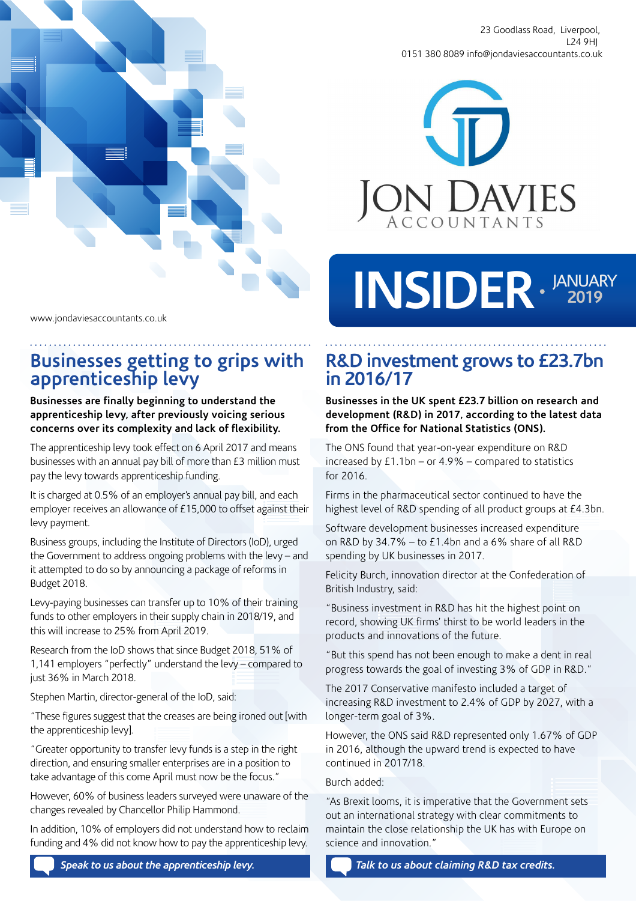23 Goodlass Road, Liverpool,
L24 9HJ
0151 380 8089 info@jondaviesaccountants.co.uk

JON DAVIES ACCOUNTANTS

# INSIDER · JANUARY 2019

www.jondaviesaccountants.co.uk

## Businesses getting to grips with apprenticeship levy

**Businesses are finally beginning to understand the apprenticeship levy, after previously voicing serious concerns over its complexity and lack of flexibility.**

The apprenticeship levy took effect on 6 April 2017 and means businesses with an annual pay bill of more than £3 million must pay the levy towards apprenticeship funding.

It is charged at 0.5% of an employer's annual pay bill, and each employer receives an allowance of £15,000 to offset against their levy payment.

Business groups, including the Institute of Directors (IoD), urged the Government to address ongoing problems with the levy – and it attempted to do so by announcing a package of reforms in Budget 2018.

Levy-paying businesses can transfer up to 10% of their training funds to other employers in their supply chain in 2018/19, and this will increase to 25% from April 2019.

Research from the IoD shows that since Budget 2018, 51% of 1,141 employers "perfectly" understand the levy – compared to just 36% in March 2018.

Stephen Martin, director-general of the IoD, said:

"These figures suggest that the creases are being ironed out [with the apprenticeship levy].

"Greater opportunity to transfer levy funds is a step in the right direction, and ensuring smaller enterprises are in a position to take advantage of this come April must now be the focus."

However, 60% of business leaders surveyed were unaware of the changes revealed by Chancellor Philip Hammond.

In addition, 10% of employers did not understand how to reclaim funding and 4% did not know how to pay the apprenticeship levy.

*Speak to us about the apprenticeship levy.*

## R&D investment grows to £23.7bn in 2016/17

**Businesses in the UK spent £23.7 billion on research and development (R&D) in 2017, according to the latest data from the Office for National Statistics (ONS).**

The ONS found that year-on-year expenditure on R&D increased by £1.1bn – or 4.9% – compared to statistics for 2016.

Firms in the pharmaceutical sector continued to have the highest level of R&D spending of all product groups at £4.3bn.

Software development businesses increased expenditure on R&D by 34.7% – to £1.4bn and a 6% share of all R&D spending by UK businesses in 2017.

Felicity Burch, innovation director at the Confederation of British Industry, said:

"Business investment in R&D has hit the highest point on record, showing UK firms' thirst to be world leaders in the products and innovations of the future.

"But this spend has not been enough to make a dent in real progress towards the goal of investing 3% of GDP in R&D."

The 2017 Conservative manifesto included a target of increasing R&D investment to 2.4% of GDP by 2027, with a longer-term goal of 3%.

However, the ONS said R&D represented only 1.67% of GDP in 2016, although the upward trend is expected to have continued in 2017/18.

Burch added:

"As Brexit looms, it is imperative that the Government sets out an international strategy with clear commitments to maintain the close relationship the UK has with Europe on science and innovation."

*Talk to us about claiming R&D tax credits.*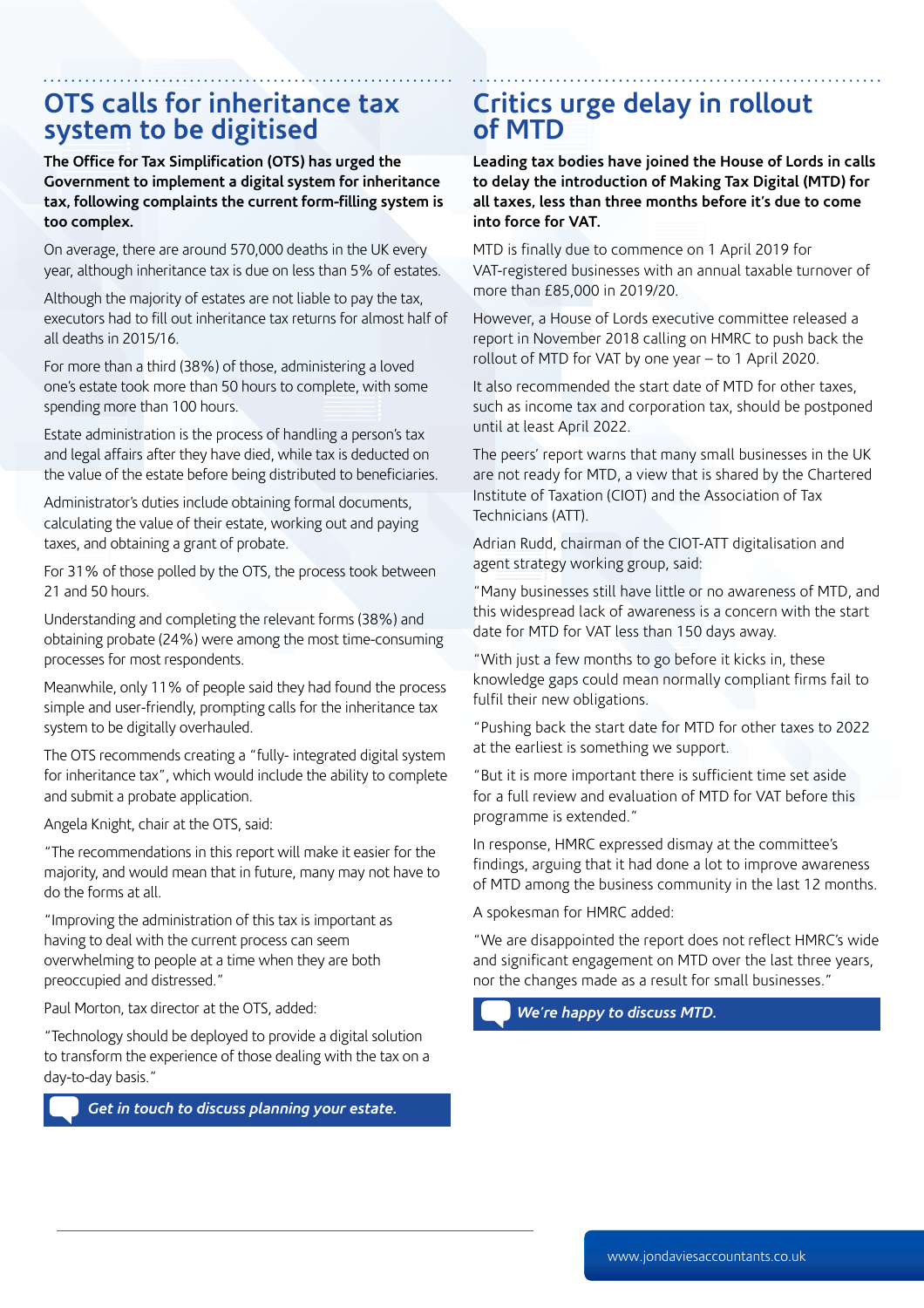## OTS calls for inheritance tax system to be digitised

**The Office for Tax Simplification (OTS) has urged the Government to implement a digital system for inheritance tax, following complaints the current form-filling system is too complex.**

On average, there are around 570,000 deaths in the UK every year, although inheritance tax is due on less than 5% of estates.

Although the majority of estates are not liable to pay the tax, executors had to fill out inheritance tax returns for almost half of all deaths in 2015/16.

For more than a third (38%) of those, administering a loved one's estate took more than 50 hours to complete, with some spending more than 100 hours.

Estate administration is the process of handling a person's tax and legal affairs after they have died, while tax is deducted on the value of the estate before being distributed to beneficiaries.

Administrator's duties include obtaining formal documents, calculating the value of their estate, working out and paying taxes, and obtaining a grant of probate.

For 31% of those polled by the OTS, the process took between 21 and 50 hours.

Understanding and completing the relevant forms (38%) and obtaining probate (24%) were among the most time-consuming processes for most respondents.

Meanwhile, only 11% of people said they had found the process simple and user-friendly, prompting calls for the inheritance tax system to be digitally overhauled.

The OTS recommends creating a "fully- integrated digital system for inheritance tax", which would include the ability to complete and submit a probate application.

Angela Knight, chair at the OTS, said:

"The recommendations in this report will make it easier for the majority, and would mean that in future, many may not have to do the forms at all.

"Improving the administration of this tax is important as having to deal with the current process can seem overwhelming to people at a time when they are both preoccupied and distressed."

Paul Morton, tax director at the OTS, added:

"Technology should be deployed to provide a digital solution to transform the experience of those dealing with the tax on a day-to-day basis."

***Get in touch to discuss planning your estate.***

## Critics urge delay in rollout of MTD

**Leading tax bodies have joined the House of Lords in calls to delay the introduction of Making Tax Digital (MTD) for all taxes, less than three months before it's due to come into force for VAT.**

MTD is finally due to commence on 1 April 2019 for VAT-registered businesses with an annual taxable turnover of more than £85,000 in 2019/20.

However, a House of Lords executive committee released a report in November 2018 calling on HMRC to push back the rollout of MTD for VAT by one year – to 1 April 2020.

It also recommended the start date of MTD for other taxes, such as income tax and corporation tax, should be postponed until at least April 2022.

The peers' report warns that many small businesses in the UK are not ready for MTD, a view that is shared by the Chartered Institute of Taxation (CIOT) and the Association of Tax Technicians (ATT).

Adrian Rudd, chairman of the CIOT-ATT digitalisation and agent strategy working group, said:

"Many businesses still have little or no awareness of MTD, and this widespread lack of awareness is a concern with the start date for MTD for VAT less than 150 days away.

"With just a few months to go before it kicks in, these knowledge gaps could mean normally compliant firms fail to fulfil their new obligations.

"Pushing back the start date for MTD for other taxes to 2022 at the earliest is something we support.

"But it is more important there is sufficient time set aside for a full review and evaluation of MTD for VAT before this programme is extended."

In response, HMRC expressed dismay at the committee's findings, arguing that it had done a lot to improve awareness of MTD among the business community in the last 12 months.

A spokesman for HMRC added:

"We are disappointed the report does not reflect HMRC's wide and significant engagement on MTD over the last three years, nor the changes made as a result for small businesses."

***We're happy to discuss MTD.***

www.jondaviesaccountants.co.uk